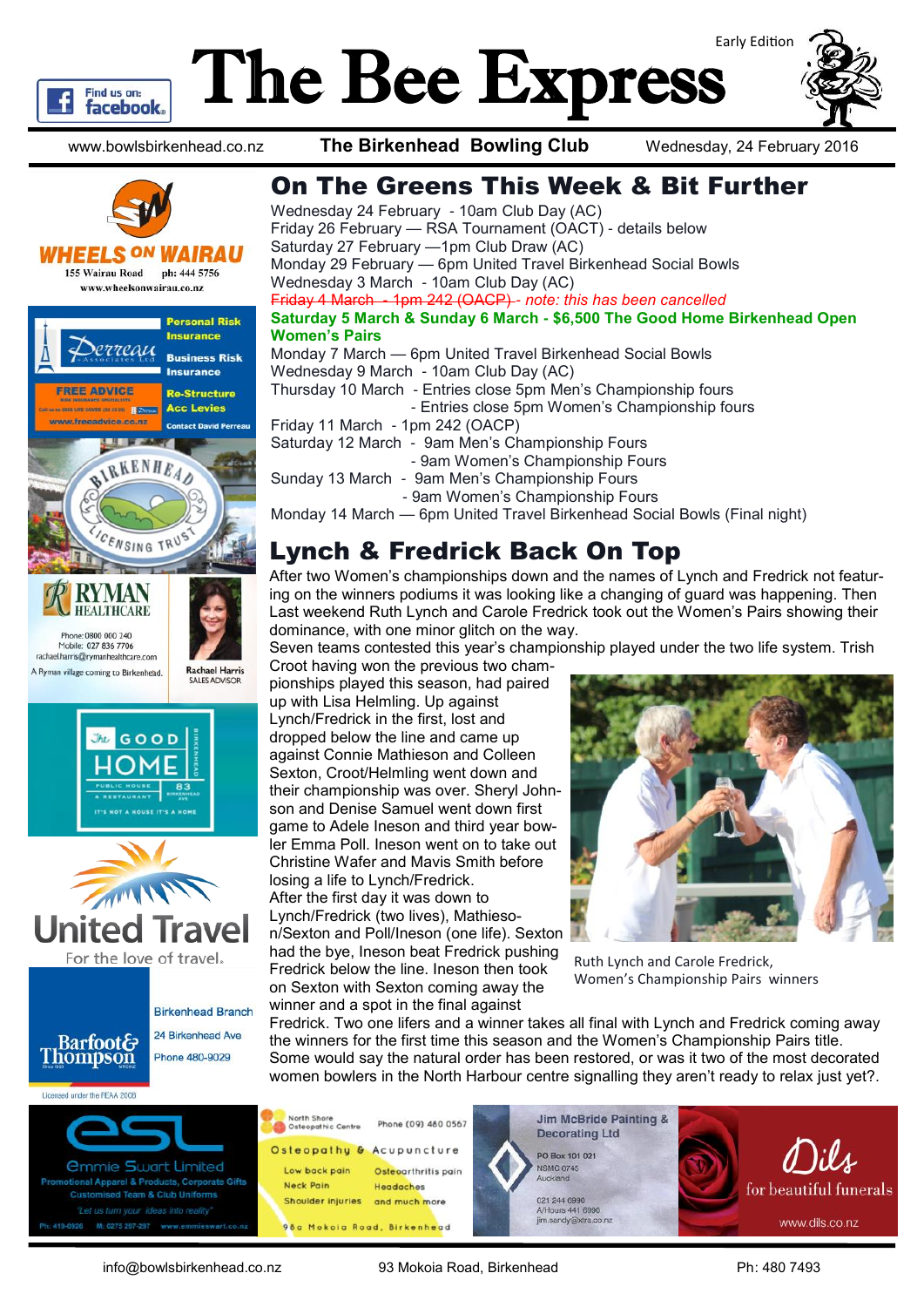# The Bee Express

Early Edition

www.bowlsbirkenhead.co.nz **The Birkenhead Bowling Club** Wednesday, 24 February 2016

## On The Greens This Week & Bit Further

Wednesday 24 February - 10am Club Day (AC)
Friday 26 February — RSA Tournament (OACT) - details below
Saturday 27 February —1pm Club Draw (AC)
Monday 29 February — 6pm United Travel Birkenhead Social Bowls
Wednesday 3 March - 10am Club Day (AC)
~~Friday 4 March - 1pm 242 (OACP)~~ - *note: this has been cancelled*
**Saturday 5 March & Sunday 6 March - $6,500 The Good Home Birkenhead Open Women's Pairs**
Monday 7 March — 6pm United Travel Birkenhead Social Bowls
Wednesday 9 March - 10am Club Day (AC)
Thursday 10 March - Entries close 5pm Men's Championship fours
- Entries close 5pm Women's Championship fours
Friday 11 March - 1pm 242 (OACP)
Saturday 12 March - 9am Men's Championship Fours
- 9am Women's Championship Fours
Sunday 13 March - 9am Men's Championship Fours
- 9am Women's Championship Fours
Monday 14 March — 6pm United Travel Birkenhead Social Bowls (Final night)

## Lynch & Fredrick Back On Top

After two Women's championships down and the names of Lynch and Fredrick not featuring on the winners podiums it was looking like a changing of guard was happening. Then Last weekend Ruth Lynch and Carole Fredrick took out the Women's Pairs showing their dominance, with one minor glitch on the way.

Seven teams contested this year's championship played under the two life system. Trish Croot having won the previous two championships played this season, had paired up with Lisa Helmling. Up against Lynch/Fredrick in the first, lost and dropped below the line and came up against Connie Mathieson and Colleen Sexton, Croot/Helmling went down and their championship was over. Sheryl Johnson and Denise Samuel went down first game to Adele Ineson and third year bowler Emma Poll. Ineson went on to take out Christine Wafer and Mavis Smith before losing a life to Lynch/Fredrick.

After the first day it was down to Lynch/Fredrick (two lives), Mathieson/Sexton and Poll/Ineson (one life). Sexton had the bye, Ineson beat Fredrick pushing Fredrick below the line. Ineson then took on Sexton with Sexton coming away the winner and a spot in the final against Fredrick. Two one lifers and a winner takes all final with Lynch and Fredrick coming away the winners for the first time this season and the Women's Championship Pairs title. Some would say the natural order has been restored, or was it two of the most decorated women bowlers in the North Harbour centre signalling they aren't ready to relax just yet?.

Ruth Lynch and Carole Fredrick, Women's Championship Pairs winners

info@bowlsbirkenhead.co.nz 93 Mokoia Road, Birkenhead Ph: 480 7493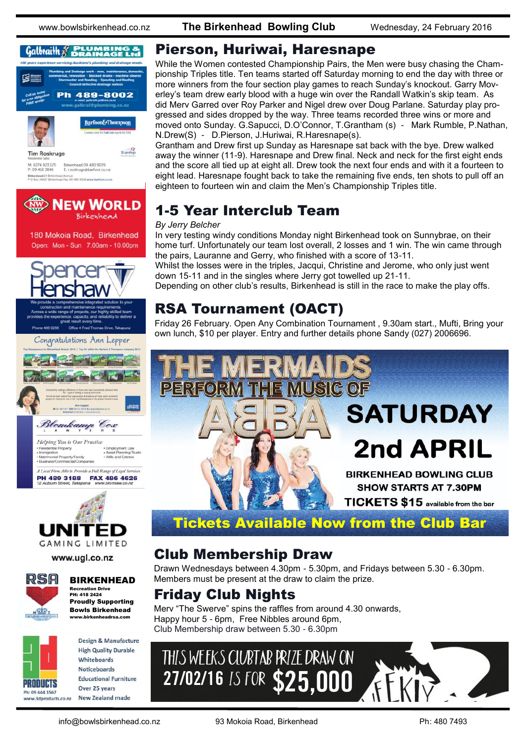## Pierson, Huriwai, Haresnape

While the Women contested Championship Pairs, the Men were busy chasing the Championship Triples title. Ten teams started off Saturday morning to end the day with three or more winners from the four section play games to reach Sunday's knockout. Garry Moverley's team drew early blood with a huge win over the Randall Watkin's skip team. As did Merv Garred over Roy Parker and Nigel drew over Doug Parlane. Saturday play progressed and sides dropped by the way. Three teams recorded three wins or more and moved onto Sunday. G.Sapucci, D.O'Connor, T.Grantham (s) - Mark Rumble, P.Nathan, N.Drew(S) - D.Pierson, J.Huriwai, R.Haresnape(s).

Grantham and Drew first up Sunday as Haresnape sat back with the bye. Drew walked away the winner (11-9). Haresnape and Drew final. Neck and neck for the first eight ends and the score all tied up at eight all. Drew took the next four ends and with it a fourteen to eight lead. Haresnape fought back to take the remaining five ends, ten shots to pull off an eighteen to fourteen win and claim the Men's Championship Triples title.

## 1-5 Year Interclub Team

*By Jerry Belcher*

In very testing windy conditions Monday night Birkenhead took on Sunnybrae, on their home turf. Unfortunately our team lost overall, 2 losses and 1 win. The win came through the pairs, Lauranne and Gerry, who finished with a score of 13-11.

Whilst the losses were in the triples, Jacqui, Christine and Jerome, who only just went down 15-11 and in the singles where Jerry got towelled up 21-11.

Depending on other club's results, Birkenhead is still in the race to make the play offs.

## RSA Tournament (OACT)

Friday 26 February. Open Any Combination Tournament , 9.30am start., Mufti, Bring your own lunch, $10 per player. Entry and further details phone Sandy (027) 2006696.

**THE MERMAIDS PERFORM THE MUSIC OF ABBA**

**SATURDAY 2nd APRIL**

**BIRKENHEAD BOWLING CLUB**
**SHOW STARTS AT 7.30PM**
**TICKETS $15** available from the bar

**Tickets Available Now from the Club Bar**

## Club Membership Draw

Drawn Wednesdays between 4.30pm - 5.30pm, and Fridays between 5.30 - 6.30pm. Members must be present at the draw to claim the prize.

## Friday Club Nights

Merv "The Swerve" spins the raffles from around 4.30 onwards,
Happy hour 5 - 6pm, Free Nibbles around 6pm,
Club Membership draw between 5.30 - 6.30pm

THIS WEEKS CLUBTAB PRIZE DRAW ON 27/02/16 IS FOR $25,000

---

**Galbraith Plumbing & Drainage Ltd** — 100 years experience servicing Auckland's plumbing and drainage needs. Plumbing and Drainage work - new, maintenance, domestic, commercial, renovation · Blocked drains - machine cleared · Stormwater and flooding · Spouting and Roofing · Council defective drainage notices. Call us today for a no obligation free quote! Ph 489-8002 www.galbraithplumbing.co.nz

**Barfoot & Thompson** — Tim Roskruge, Residential Sales. M: 0274 923 125, P: 09 418 3846, Birkenhead 09 480 9029, E: t.roskruge@barfoot.co.nz

**New World Birkenhead** — 180 Mokoia Road, Birkenhead. Open: Mon - Sun 7.00am - 10.00pm

**Spencer Henshaw** — We provide a comprehensive integrated solution to your construction and maintenance requirements. Across a wide range of projects, our highly skilled team provides the experience, capacity, and reliability to deliver a great result every time. Phone 480 0288 · Office 4 Fred Thomas Drive, Takapuna

**Congratulations Ann Lepper**

**Blomkamp Cox Lawyers** — Helping You is Our Practice. Residential Property · Immigration · Matrimonial Property/Family · Business/Commercial/Companies · Employment Law · Asset Planning/Trusts · Wills and Estates. A Local Firm Able to Provide a Full Range of Legal Services. PH 489 3188 FAX 486 4626, 12 Auburn Street, Takapuna www.blomlaw.co.nz

**United Gaming Limited** — www.ugl.co.nz

**RSA Birkenhead** — Recreation Drive, PH: 418 2424. Proudly Supporting Bowls Birkenhead. www.birkenheadrsa.com

**3D Products** — Design & Manufacture · High Quality Durable Whiteboards · Noticeboards · Educational Furniture · Over 25 years New Zealand made. Ph: 09 444 1567 www.3dproducts.co.nz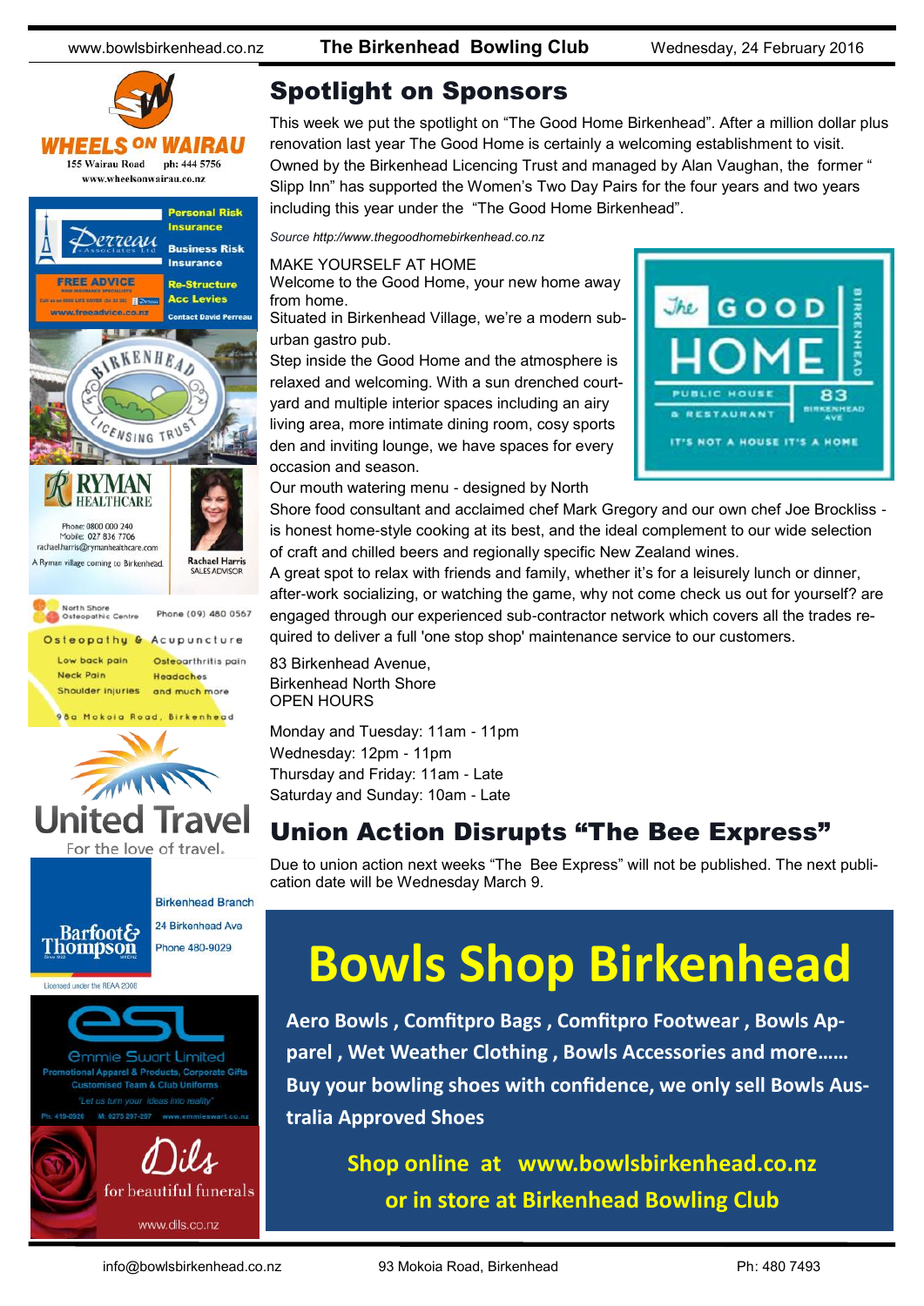## Spotlight on Sponsors

This week we put the spotlight on "The Good Home Birkenhead". After a million dollar plus renovation last year The Good Home is certainly a welcoming establishment to visit. Owned by the Birkenhead Licencing Trust and managed by Alan Vaughan, the former " Slipp Inn" has supported the Women's Two Day Pairs for the four years and two years including this year under the "The Good Home Birkenhead".

*Source http://www.thegoodhomebirkenhead.co.nz*

MAKE YOURSELF AT HOME
Welcome to the Good Home, your new home away from home.
Situated in Birkenhead Village, we're a modern sub-urban gastro pub.
Step inside the Good Home and the atmosphere is relaxed and welcoming. With a sun drenched court-yard and multiple interior spaces including an airy living area, more intimate dining room, cosy sports den and inviting lounge, we have spaces for every occasion and season.
Our mouth watering menu - designed by North Shore food consultant and acclaimed chef Mark Gregory and our own chef Joe Brockliss - is honest home-style cooking at its best, and the ideal complement to our wide selection of craft and chilled beers and regionally specific New Zealand wines.
A great spot to relax with friends and family, whether it's for a leisurely lunch or dinner, after-work socializing, or watching the game, why not come check us out for yourself? are engaged through our experienced sub-contractor network which covers all the trades re-quired to deliver a full 'one stop shop' maintenance service to our customers.

83 Birkenhead Avenue,
Birkenhead North Shore
OPEN HOURS

Monday and Tuesday: 11am - 11pm
Wednesday: 12pm - 11pm
Thursday and Friday: 11am - Late
Saturday and Sunday: 10am - Late

The GOOD HOME — BIRKENHEAD — PUBLIC HOUSE & RESTAURANT — 83 BIRKENHEAD AVE — IT'S NOT A HOUSE IT'S A HOME

## Union Action Disrupts "The Bee Express"

Due to union action next weeks "The Bee Express" will not be published. The next publi-cation date will be Wednesday March 9.

# Bowls Shop Birkenhead

**Aero Bowls , Comfitpro Bags , Comfitpro Footwear , Bowls Ap-parel , Wet Weather Clothing , Bowls Accessories and more……**
**Buy your bowling shoes with confidence, we only sell Bowls Aus-tralia Approved Shoes**

**Shop online at www.bowlsbirkenhead.co.nz**
**or in store at Birkenhead Bowling Club**

---

WHEELS ON WAIRAU
155 Wairau Road ph: 444 5756
www.wheelsonwairau.co.nz

Perreau Associates Ltd — Personal Risk Insurance — Business Risk Insurance — FREE ADVICE — Re-Structure — Acc Levies — www.freeadvice.co.nz — Contact David Perreau

BIRKENHEAD LICENSING TRUST

RYMAN HEALTHCARE
Phone: 0800 000 240
Mobile: 027 836 7706
rachaelharris@rymanhealthcare.com
A Ryman village coming to Birkenhead.
Rachael Harris
SALES ADVISOR

North Shore Osteopathic Centre — Phone (09) 480 0567
Osteopathy & Acupuncture
Low back pain — Osteoarthritis pain
Neck Pain — Headaches
Shoulder injuries — and much more
98a Mokoia Road, Birkenhead

United Travel
For the love of travel.

Barfoot & Thompson
Birkenhead Branch
24 Birkenhead Ave
Phone 480-9029
Licensed under the REAA 2008

esl
Emmie Swart Limited
Promotional Apparel & Products, Corporate Gifts
Customised Team & Club Uniforms
"Let us turn your ideas into reality"
Ph: 419-0926 M: 0275 297-297 www.emmieswart.co.nz

Dils
for beautiful funerals
www.dils.co.nz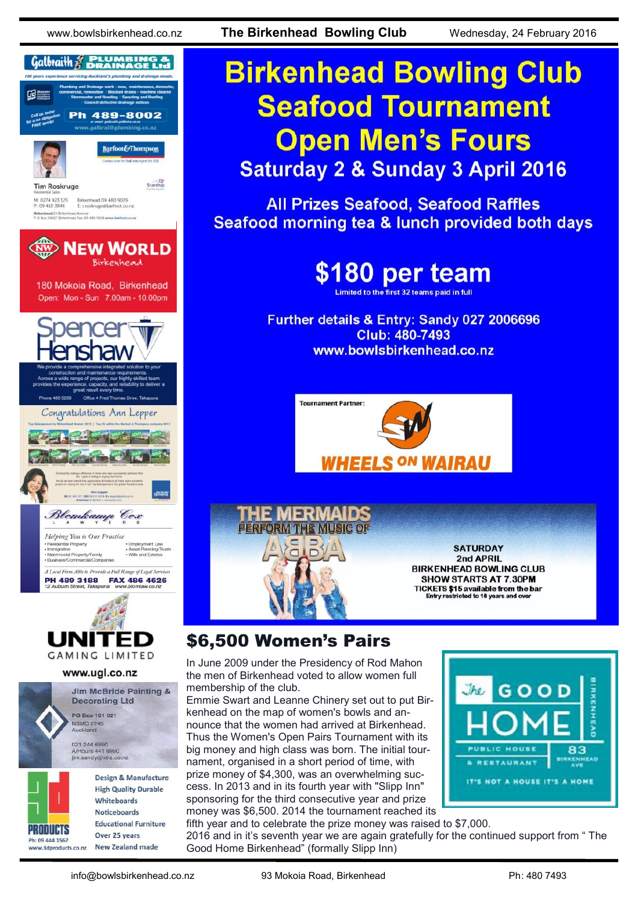# Birkenhead Bowling Club Seafood Tournament Open Men's Fours

## Saturday 2 & Sunday 3 April 2016

All Prizes Seafood, Seafood Raffles
Seafood morning tea & lunch provided both days

## $180 per team

Limited to the first 32 teams paid in full

Further details & Entry: Sandy 027 2006696
Club: 480-7493
www.bowlsbirkenhead.co.nz

Tournament Partner:
WHEELS ON WAIRAU

THE MERMAIDS PERFORM THE MUSIC OF ABBA

SATURDAY
2nd APRIL
BIRKENHEAD BOWLING CLUB
SHOW STARTS AT 7.30PM
TICKETS $15 available from the bar
Entry restricted to 18 years and over

## $6,500 Women's Pairs

In June 2009 under the Presidency of Rod Mahon the men of Birkenhead voted to allow women full membership of the club.

Emmie Swart and Leanne Chinery set out to put Birkenhead on the map of women's bowls and announce that the women had arrived at Birkenhead. Thus the Women's Open Pairs Tournament with its big money and high class was born. The initial tournament, organised in a short period of time, with prize money of $4,300, was an overwhelming success. In 2013 and in its fourth year with "Slipp Inn" sponsoring for the third consecutive year and prize money was $6,500. 2014 the tournament reached its fifth year and to celebrate the prize money was raised to $7,000.

2016 and in it's seventh year we are again gratefully for the continued support from " The Good Home Birkenhead" (formally Slipp Inn)

The GOOD HOME
PUBLIC HOUSE & RESTAURANT
83 BIRKENHEAD AVE
IT'S NOT A HOUSE IT'S A HOME

Galbraith PLUMBING & DRAINAGE Ltd
100 years experience servicing Auckland's plumbing and drainage needs.
Plumbing and Drainage work - new, maintenance, domestic, commercial, renovation - Blocked drains - machine cleared - Stormwater and flooding - Spouting and Roofing - Council defective drainage notices
Call us today for a no obligation FREE quote!
Ph 489-8002
www.galbraithplumbing.co.nz

Barfoot&Thompson
Tim Roskruge
Residential Sales
M: 0274 923 125 Birkenhead 09 480 9029
P: 09 418 3846 E: t.roskruge@barfoot.co.nz
Birkenhead 24 Birkenhead Avenue
P O Box 34627 Birkenhead Fax 09 480 9018 www.barfoot.co.nz

NEW WORLD Birkenhead
180 Mokoia Road, Birkenhead
Open: Mon - Sun 7.00am - 10.00pm

Spencer Henshaw
We provide a comprehensive integrated solution to your construction and maintenance requirements. Across a wide range of projects, our highly skilled team provides the experience, capacity, and reliability to deliver a great result every time.
Phone 486 0288 Office 4 Fred Thomas Drive, Takapuna

Congratulations Ann Lepper

Blomkamp Cox LAWYERS
Helping You is Our Practice
- Residential Property
- Immigration
- Matrimonial Property/Family
- Business/Commercial/Companies
- Employment Law
- Asset Planning/Trusts
- Wills and Estates

A Local Firm Able to Provide a Full Range of Legal Services
PH 489 3188 FAX 486 4626
12 Auburn Street, Takapuna www.blomlaw.co.nz

UNITED GAMING LIMITED
www.ugl.co.nz

Jim McBride Painting & Decorating Ltd
PO Box 101 021
NSMC 0745
Auckland
021 244 6990
A/Hours 441 6990
jim.sandy@xtra.co.nz

3D PRODUCTS
Ph: 09 444 1567
www.3dproducts.co.nz
Design & Manufacture
High Quality Durable
Whiteboards
Noticeboards
Educational Furniture
Over 25 years
New Zealand made